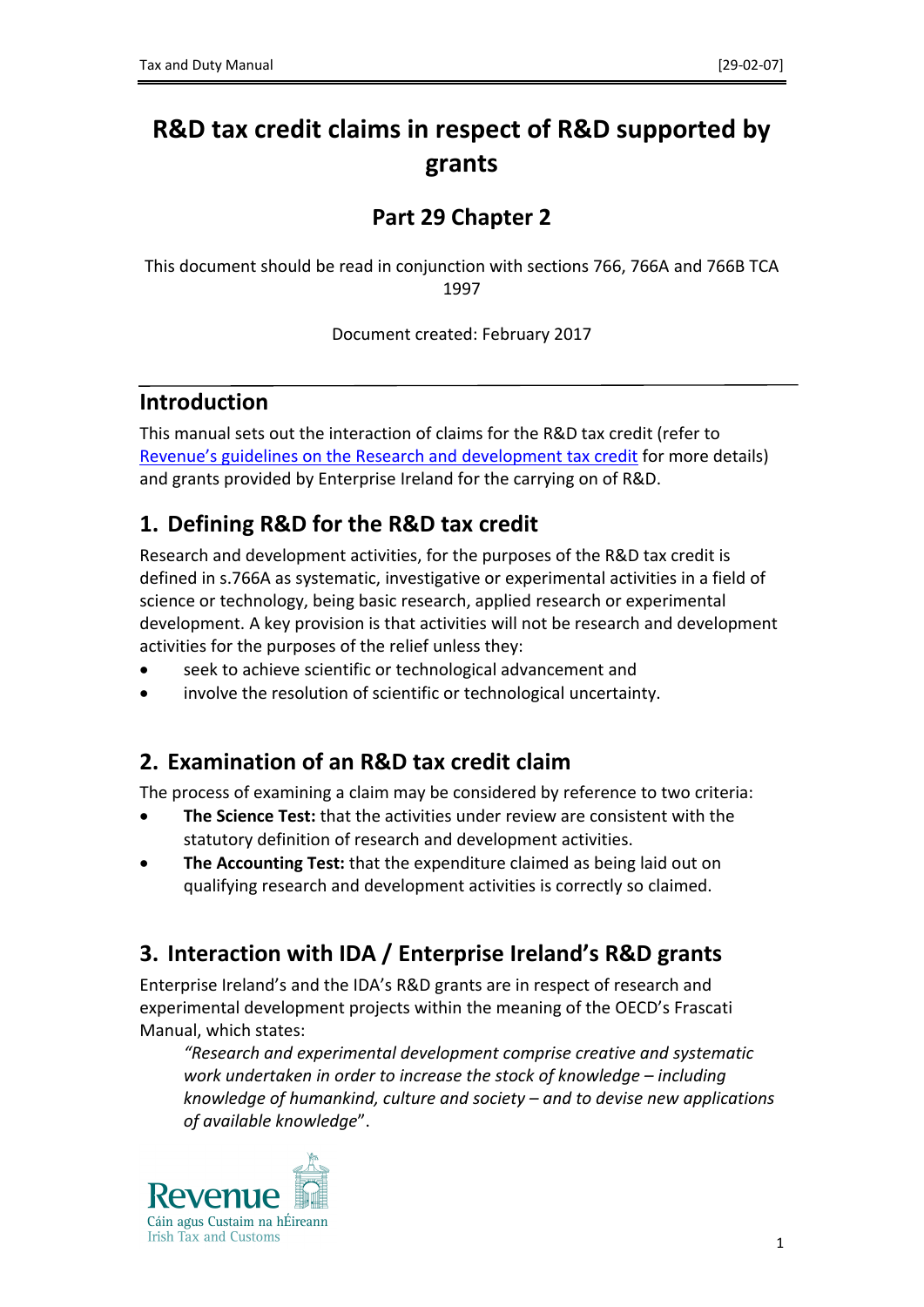# R&D tax credit claims in respect of R&D supported by grants

## Part 29 Chapter 2

This document should be read in conjunction with sections 766, 766A and 766B TCA 1997

Document created: February 2017

---

## Introduction

This manual sets out the interaction of claims for the R&D tax credit (refer to Revenue's guidelines on the Research and development tax credit for more details) and grants provided by Enterprise Ireland for the carrying on of R&D.

## 1. Defining R&D for the R&D tax credit

Research and development activities, for the purposes of the R&D tax credit is defined in s.766A as systematic, investigative or experimental activities in a field of science or technology, being basic research, applied research or experimental development. A key provision is that activities will not be research and development activities for the purposes of the relief unless they:

- seek to achieve scientific or technological advancement and
- involve the resolution of scientific or technological uncertainty.

## 2. Examination of an R&D tax credit claim

The process of examining a claim may be considered by reference to two criteria:

- **The Science Test:** that the activities under review are consistent with the statutory definition of research and development activities.
- **The Accounting Test:** that the expenditure claimed as being laid out on qualifying research and development activities is correctly so claimed.

## 3. Interaction with IDA / Enterprise Ireland's R&D grants

Enterprise Ireland's and the IDA's R&D grants are in respect of research and experimental development projects within the meaning of the OECD's Frascati Manual, which states:

> *"Research and experimental development comprise creative and systematic work undertaken in order to increase the stock of knowledge – including knowledge of humankind, culture and society – and to devise new applications of available knowledge*".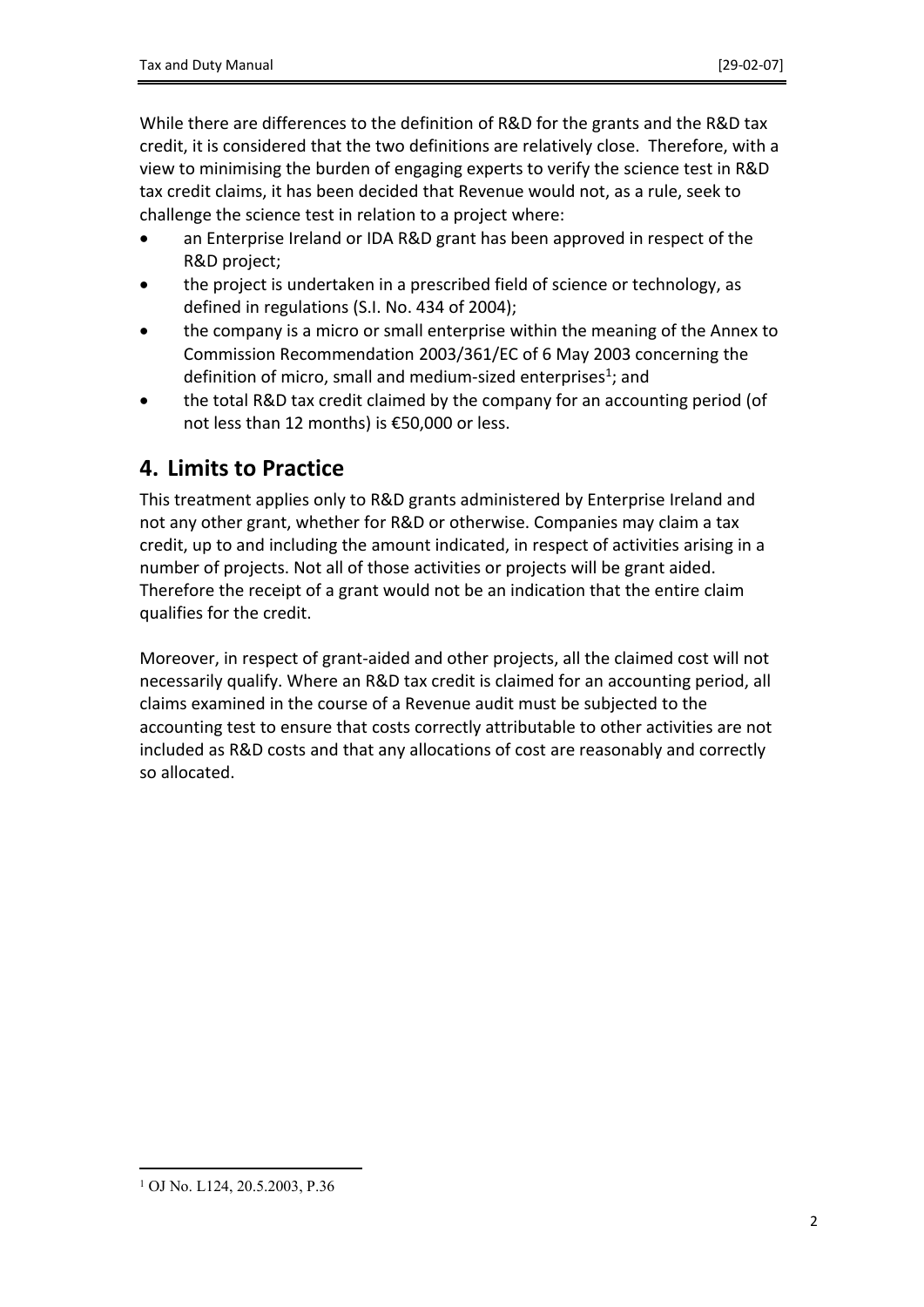While there are differences to the definition of R&D for the grants and the R&D tax credit, it is considered that the two definitions are relatively close. Therefore, with a view to minimising the burden of engaging experts to verify the science test in R&D tax credit claims, it has been decided that Revenue would not, as a rule, seek to challenge the science test in relation to a project where:

- an Enterprise Ireland or IDA R&D grant has been approved in respect of the R&D project;
- the project is undertaken in a prescribed field of science or technology, as defined in regulations (S.I. No. 434 of 2004);
- the company is a micro or small enterprise within the meaning of the Annex to Commission Recommendation 2003/361/EC of 6 May 2003 concerning the definition of micro, small and medium-sized enterprises[1]; and
- the total R&D tax credit claimed by the company for an accounting period (of not less than 12 months) is €50,000 or less.

## 4. Limits to Practice

This treatment applies only to R&D grants administered by Enterprise Ireland and not any other grant, whether for R&D or otherwise. Companies may claim a tax credit, up to and including the amount indicated, in respect of activities arising in a number of projects. Not all of those activities or projects will be grant aided. Therefore the receipt of a grant would not be an indication that the entire claim qualifies for the credit.

Moreover, in respect of grant-aided and other projects, all the claimed cost will not necessarily qualify. Where an R&D tax credit is claimed for an accounting period, all claims examined in the course of a Revenue audit must be subjected to the accounting test to ensure that costs correctly attributable to other activities are not included as R&D costs and that any allocations of cost are reasonably and correctly so allocated.

[1] OJ No. L124, 20.5.2003, P.36